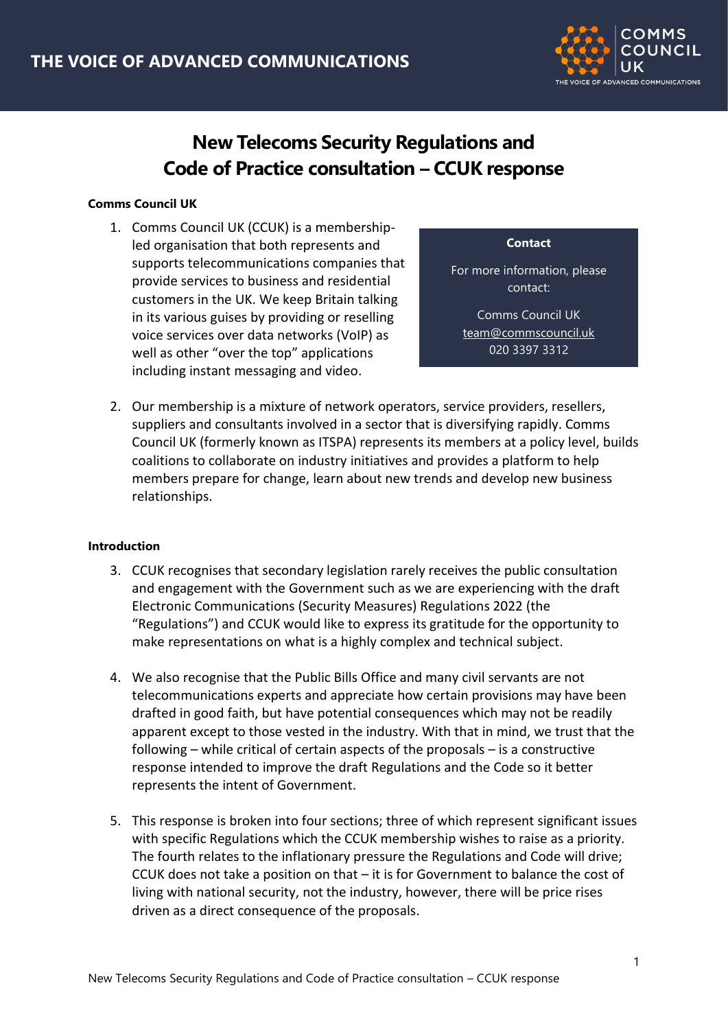THE VOICE OF ADVANCED COMMUNICATIONS

# New Telecoms Security Regulations and Code of Practice consultation – CCUK response

**Comms Council UK**

1. Comms Council UK (CCUK) is a membership-led organisation that both represents and supports telecommunications companies that provide services to business and residential customers in the UK. We keep Britain talking in its various guises by providing or reselling voice services over data networks (VoIP) as well as other "over the top" applications including instant messaging and video.

> **Contact**
>
> For more information, please contact:
>
> Comms Council UK
> team@commscouncil.uk
> 020 3397 3312

2. Our membership is a mixture of network operators, service providers, resellers, suppliers and consultants involved in a sector that is diversifying rapidly. Comms Council UK (formerly known as ITSPA) represents its members at a policy level, builds coalitions to collaborate on industry initiatives and provides a platform to help members prepare for change, learn about new trends and develop new business relationships.

**Introduction**

3. CCUK recognises that secondary legislation rarely receives the public consultation and engagement with the Government such as we are experiencing with the draft Electronic Communications (Security Measures) Regulations 2022 (the "Regulations") and CCUK would like to express its gratitude for the opportunity to make representations on what is a highly complex and technical subject.

4. We also recognise that the Public Bills Office and many civil servants are not telecommunications experts and appreciate how certain provisions may have been drafted in good faith, but have potential consequences which may not be readily apparent except to those vested in the industry. With that in mind, we trust that the following – while critical of certain aspects of the proposals – is a constructive response intended to improve the draft Regulations and the Code so it better represents the intent of Government.

5. This response is broken into four sections; three of which represent significant issues with specific Regulations which the CCUK membership wishes to raise as a priority. The fourth relates to the inflationary pressure the Regulations and Code will drive; CCUK does not take a position on that – it is for Government to balance the cost of living with national security, not the industry, however, there will be price rises driven as a direct consequence of the proposals.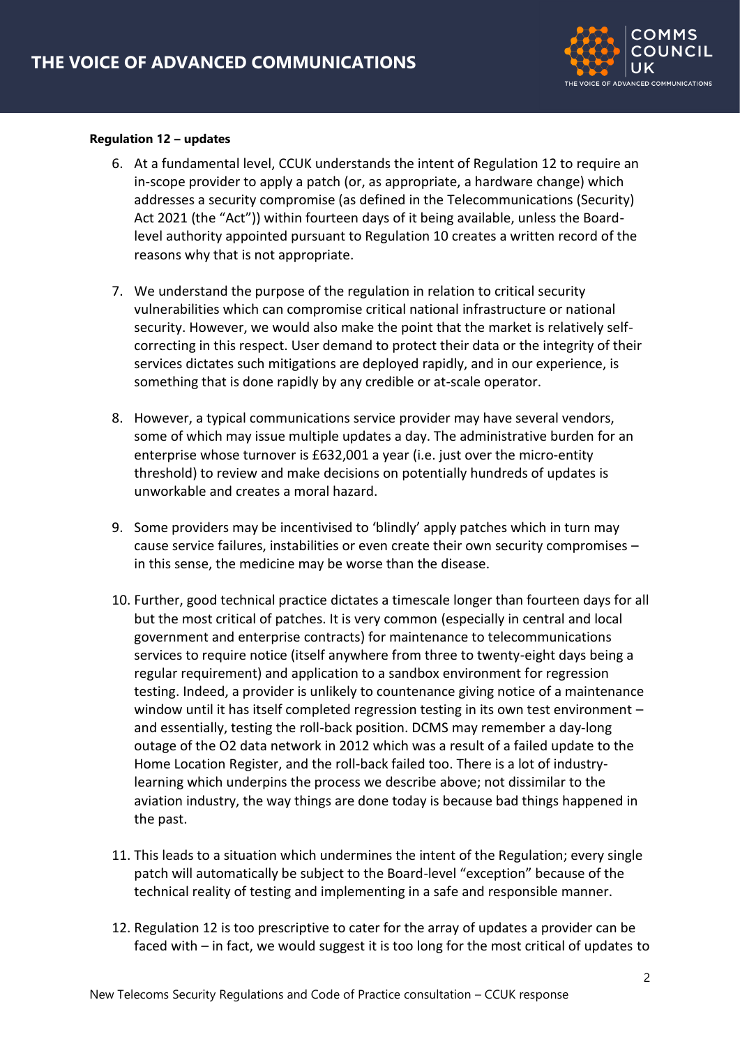**Regulation 12 – updates**

6. At a fundamental level, CCUK understands the intent of Regulation 12 to require an in-scope provider to apply a patch (or, as appropriate, a hardware change) which addresses a security compromise (as defined in the Telecommunications (Security) Act 2021 (the "Act")) within fourteen days of it being available, unless the Board-level authority appointed pursuant to Regulation 10 creates a written record of the reasons why that is not appropriate.

7. We understand the purpose of the regulation in relation to critical security vulnerabilities which can compromise critical national infrastructure or national security. However, we would also make the point that the market is relatively self-correcting in this respect. User demand to protect their data or the integrity of their services dictates such mitigations are deployed rapidly, and in our experience, is something that is done rapidly by any credible or at-scale operator.

8. However, a typical communications service provider may have several vendors, some of which may issue multiple updates a day. The administrative burden for an enterprise whose turnover is £632,001 a year (i.e. just over the micro-entity threshold) to review and make decisions on potentially hundreds of updates is unworkable and creates a moral hazard.

9. Some providers may be incentivised to 'blindly' apply patches which in turn may cause service failures, instabilities or even create their own security compromises – in this sense, the medicine may be worse than the disease.

10. Further, good technical practice dictates a timescale longer than fourteen days for all but the most critical of patches. It is very common (especially in central and local government and enterprise contracts) for maintenance to telecommunications services to require notice (itself anywhere from three to twenty-eight days being a regular requirement) and application to a sandbox environment for regression testing. Indeed, a provider is unlikely to countenance giving notice of a maintenance window until it has itself completed regression testing in its own test environment – and essentially, testing the roll-back position. DCMS may remember a day-long outage of the O2 data network in 2012 which was a result of a failed update to the Home Location Register, and the roll-back failed too. There is a lot of industry-learning which underpins the process we describe above; not dissimilar to the aviation industry, the way things are done today is because bad things happened in the past.

11. This leads to a situation which undermines the intent of the Regulation; every single patch will automatically be subject to the Board-level "exception" because of the technical reality of testing and implementing in a safe and responsible manner.

12. Regulation 12 is too prescriptive to cater for the array of updates a provider can be faced with – in fact, we would suggest it is too long for the most critical of updates to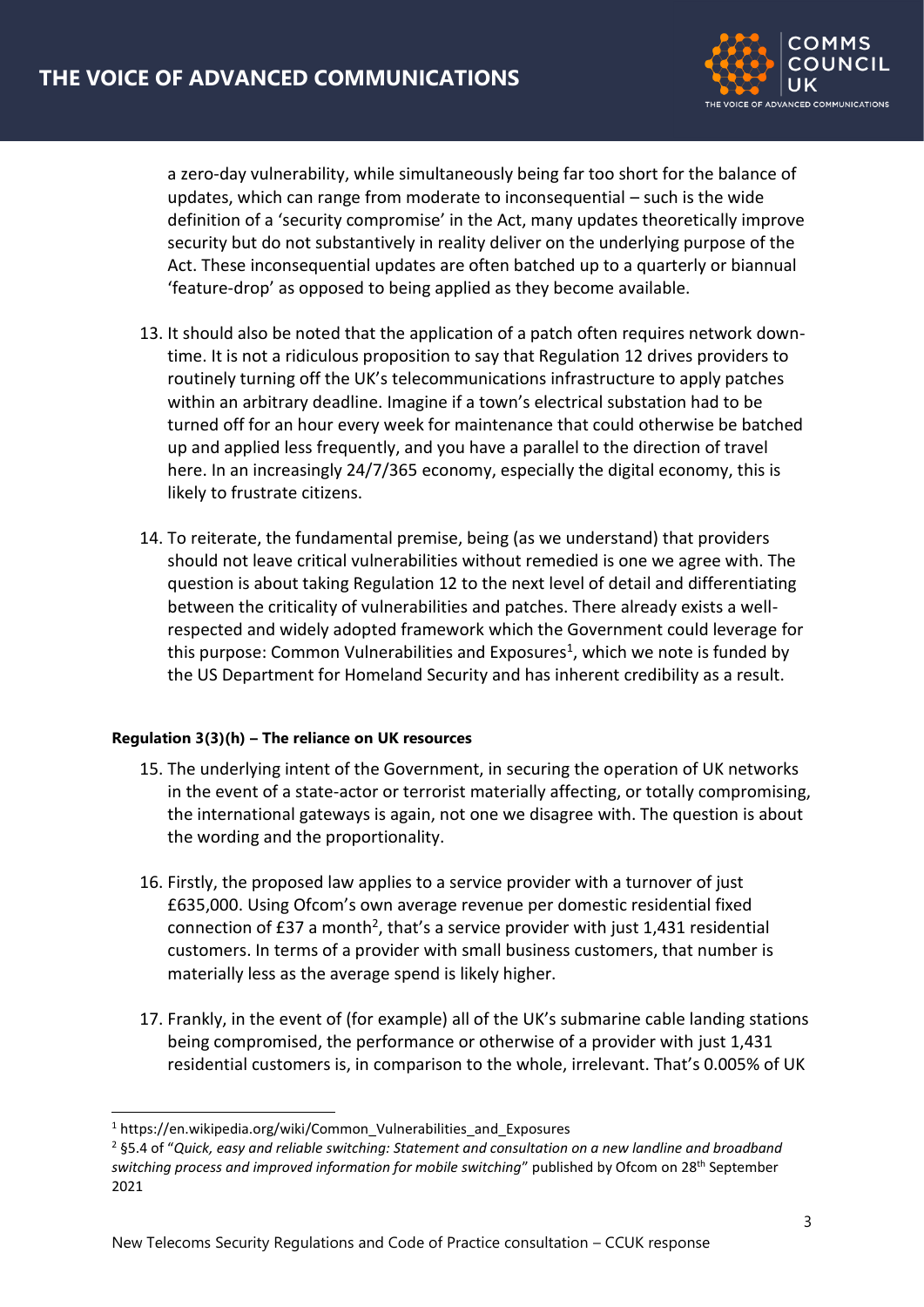a zero-day vulnerability, while simultaneously being far too short for the balance of updates, which can range from moderate to inconsequential – such is the wide definition of a 'security compromise' in the Act, many updates theoretically improve security but do not substantively in reality deliver on the underlying purpose of the Act. These inconsequential updates are often batched up to a quarterly or biannual 'feature-drop' as opposed to being applied as they become available.

13. It should also be noted that the application of a patch often requires network down-time. It is not a ridiculous proposition to say that Regulation 12 drives providers to routinely turning off the UK's telecommunications infrastructure to apply patches within an arbitrary deadline. Imagine if a town's electrical substation had to be turned off for an hour every week for maintenance that could otherwise be batched up and applied less frequently, and you have a parallel to the direction of travel here. In an increasingly 24/7/365 economy, especially the digital economy, this is likely to frustrate citizens.

14. To reiterate, the fundamental premise, being (as we understand) that providers should not leave critical vulnerabilities without remedied is one we agree with. The question is about taking Regulation 12 to the next level of detail and differentiating between the criticality of vulnerabilities and patches. There already exists a well-respected and widely adopted framework which the Government could leverage for this purpose: Common Vulnerabilities and Exposures[1], which we note is funded by the US Department for Homeland Security and has inherent credibility as a result.

**Regulation 3(3)(h) – The reliance on UK resources**

15. The underlying intent of the Government, in securing the operation of UK networks in the event of a state-actor or terrorist materially affecting, or totally compromising, the international gateways is again, not one we disagree with. The question is about the wording and the proportionality.

16. Firstly, the proposed law applies to a service provider with a turnover of just £635,000. Using Ofcom's own average revenue per domestic residential fixed connection of £37 a month[2], that's a service provider with just 1,431 residential customers. In terms of a provider with small business customers, that number is materially less as the average spend is likely higher.

17. Frankly, in the event of (for example) all of the UK's submarine cable landing stations being compromised, the performance or otherwise of a provider with just 1,431 residential customers is, in comparison to the whole, irrelevant. That's 0.005% of UK

[1] https://en.wikipedia.org/wiki/Common_Vulnerabilities_and_Exposures

[2] §5.4 of "*Quick, easy and reliable switching: Statement and consultation on a new landline and broadband switching process and improved information for mobile switching*" published by Ofcom on 28th September 2021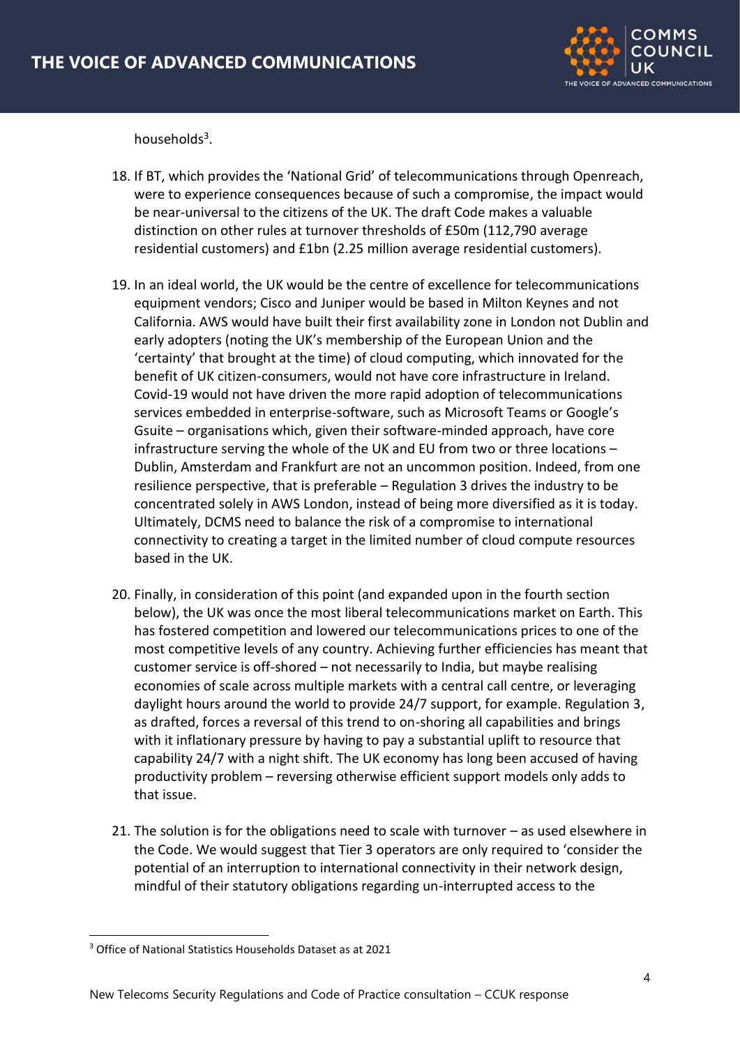households[3].

18. If BT, which provides the 'National Grid' of telecommunications through Openreach, were to experience consequences because of such a compromise, the impact would be near-universal to the citizens of the UK. The draft Code makes a valuable distinction on other rules at turnover thresholds of £50m (112,790 average residential customers) and £1bn (2.25 million average residential customers).

19. In an ideal world, the UK would be the centre of excellence for telecommunications equipment vendors; Cisco and Juniper would be based in Milton Keynes and not California. AWS would have built their first availability zone in London not Dublin and early adopters (noting the UK's membership of the European Union and the 'certainty' that brought at the time) of cloud computing, which innovated for the benefit of UK citizen-consumers, would not have core infrastructure in Ireland. Covid-19 would not have driven the more rapid adoption of telecommunications services embedded in enterprise-software, such as Microsoft Teams or Google's Gsuite – organisations which, given their software-minded approach, have core infrastructure serving the whole of the UK and EU from two or three locations – Dublin, Amsterdam and Frankfurt are not an uncommon position. Indeed, from one resilience perspective, that is preferable – Regulation 3 drives the industry to be concentrated solely in AWS London, instead of being more diversified as it is today. Ultimately, DCMS need to balance the risk of a compromise to international connectivity to creating a target in the limited number of cloud compute resources based in the UK.

20. Finally, in consideration of this point (and expanded upon in the fourth section below), the UK was once the most liberal telecommunications market on Earth. This has fostered competition and lowered our telecommunications prices to one of the most competitive levels of any country. Achieving further efficiencies has meant that customer service is off-shored – not necessarily to India, but maybe realising economies of scale across multiple markets with a central call centre, or leveraging daylight hours around the world to provide 24/7 support, for example. Regulation 3, as drafted, forces a reversal of this trend to on-shoring all capabilities and brings with it inflationary pressure by having to pay a substantial uplift to resource that capability 24/7 with a night shift. The UK economy has long been accused of having productivity problem – reversing otherwise efficient support models only adds to that issue.

21. The solution is for the obligations need to scale with turnover – as used elsewhere in the Code. We would suggest that Tier 3 operators are only required to 'consider the potential of an interruption to international connectivity in their network design, mindful of their statutory obligations regarding un-interrupted access to the

[3] Office of National Statistics Households Dataset as at 2021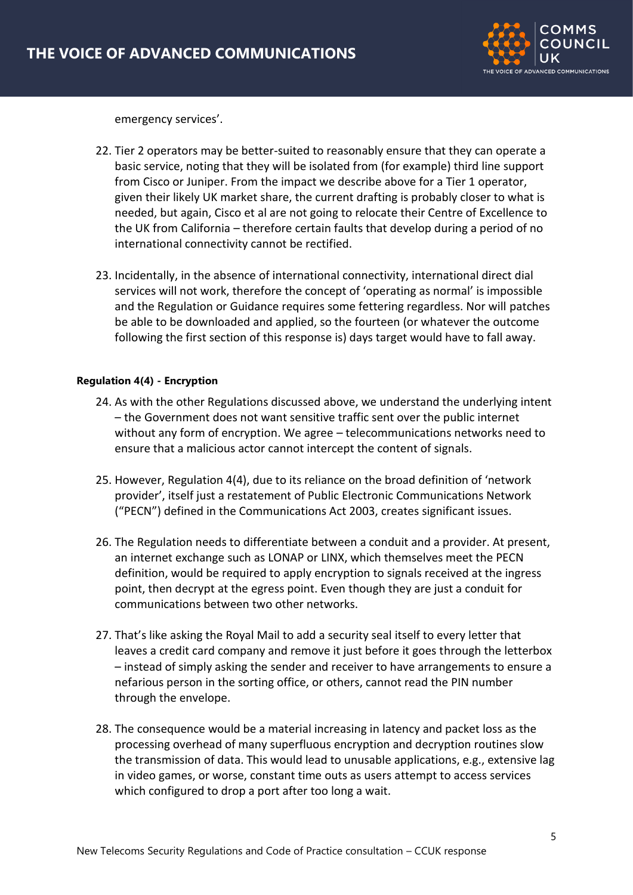emergency services'.

22. Tier 2 operators may be better-suited to reasonably ensure that they can operate a basic service, noting that they will be isolated from (for example) third line support from Cisco or Juniper. From the impact we describe above for a Tier 1 operator, given their likely UK market share, the current drafting is probably closer to what is needed, but again, Cisco et al are not going to relocate their Centre of Excellence to the UK from California – therefore certain faults that develop during a period of no international connectivity cannot be rectified.

23. Incidentally, in the absence of international connectivity, international direct dial services will not work, therefore the concept of 'operating as normal' is impossible and the Regulation or Guidance requires some fettering regardless. Nor will patches be able to be downloaded and applied, so the fourteen (or whatever the outcome following the first section of this response is) days target would have to fall away.

#### Regulation 4(4) - Encryption

24. As with the other Regulations discussed above, we understand the underlying intent – the Government does not want sensitive traffic sent over the public internet without any form of encryption. We agree – telecommunications networks need to ensure that a malicious actor cannot intercept the content of signals.

25. However, Regulation 4(4), due to its reliance on the broad definition of 'network provider', itself just a restatement of Public Electronic Communications Network ("PECN") defined in the Communications Act 2003, creates significant issues.

26. The Regulation needs to differentiate between a conduit and a provider. At present, an internet exchange such as LONAP or LINX, which themselves meet the PECN definition, would be required to apply encryption to signals received at the ingress point, then decrypt at the egress point. Even though they are just a conduit for communications between two other networks.

27. That's like asking the Royal Mail to add a security seal itself to every letter that leaves a credit card company and remove it just before it goes through the letterbox – instead of simply asking the sender and receiver to have arrangements to ensure a nefarious person in the sorting office, or others, cannot read the PIN number through the envelope.

28. The consequence would be a material increasing in latency and packet loss as the processing overhead of many superfluous encryption and decryption routines slow the transmission of data. This would lead to unusable applications, e.g., extensive lag in video games, or worse, constant time outs as users attempt to access services which configured to drop a port after too long a wait.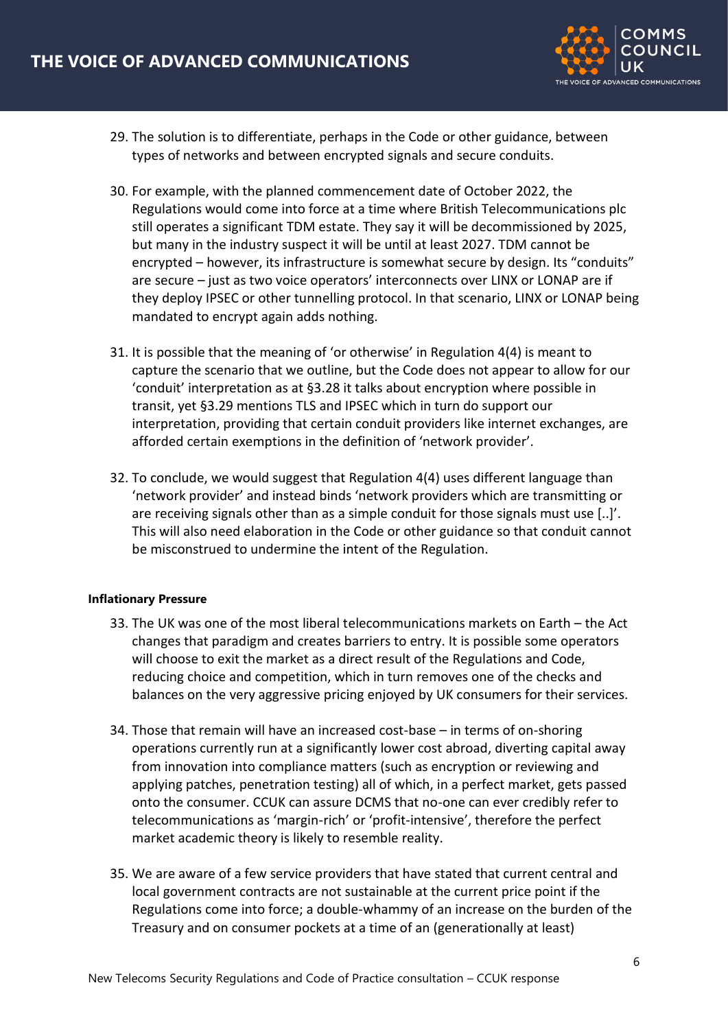29. The solution is to differentiate, perhaps in the Code or other guidance, between types of networks and between encrypted signals and secure conduits.

30. For example, with the planned commencement date of October 2022, the Regulations would come into force at a time where British Telecommunications plc still operates a significant TDM estate. They say it will be decommissioned by 2025, but many in the industry suspect it will be until at least 2027. TDM cannot be encrypted – however, its infrastructure is somewhat secure by design. Its "conduits" are secure – just as two voice operators' interconnects over LINX or LONAP are if they deploy IPSEC or other tunnelling protocol. In that scenario, LINX or LONAP being mandated to encrypt again adds nothing.

31. It is possible that the meaning of 'or otherwise' in Regulation 4(4) is meant to capture the scenario that we outline, but the Code does not appear to allow for our 'conduit' interpretation as at §3.28 it talks about encryption where possible in transit, yet §3.29 mentions TLS and IPSEC which in turn do support our interpretation, providing that certain conduit providers like internet exchanges, are afforded certain exemptions in the definition of 'network provider'.

32. To conclude, we would suggest that Regulation 4(4) uses different language than 'network provider' and instead binds 'network providers which are transmitting or are receiving signals other than as a simple conduit for those signals must use [..]'. This will also need elaboration in the Code or other guidance so that conduit cannot be misconstrued to undermine the intent of the Regulation.

**Inflationary Pressure**

33. The UK was one of the most liberal telecommunications markets on Earth – the Act changes that paradigm and creates barriers to entry. It is possible some operators will choose to exit the market as a direct result of the Regulations and Code, reducing choice and competition, which in turn removes one of the checks and balances on the very aggressive pricing enjoyed by UK consumers for their services.

34. Those that remain will have an increased cost-base – in terms of on-shoring operations currently run at a significantly lower cost abroad, diverting capital away from innovation into compliance matters (such as encryption or reviewing and applying patches, penetration testing) all of which, in a perfect market, gets passed onto the consumer. CCUK can assure DCMS that no-one can ever credibly refer to telecommunications as 'margin-rich' or 'profit-intensive', therefore the perfect market academic theory is likely to resemble reality.

35. We are aware of a few service providers that have stated that current central and local government contracts are not sustainable at the current price point if the Regulations come into force; a double-whammy of an increase on the burden of the Treasury and on consumer pockets at a time of an (generationally at least)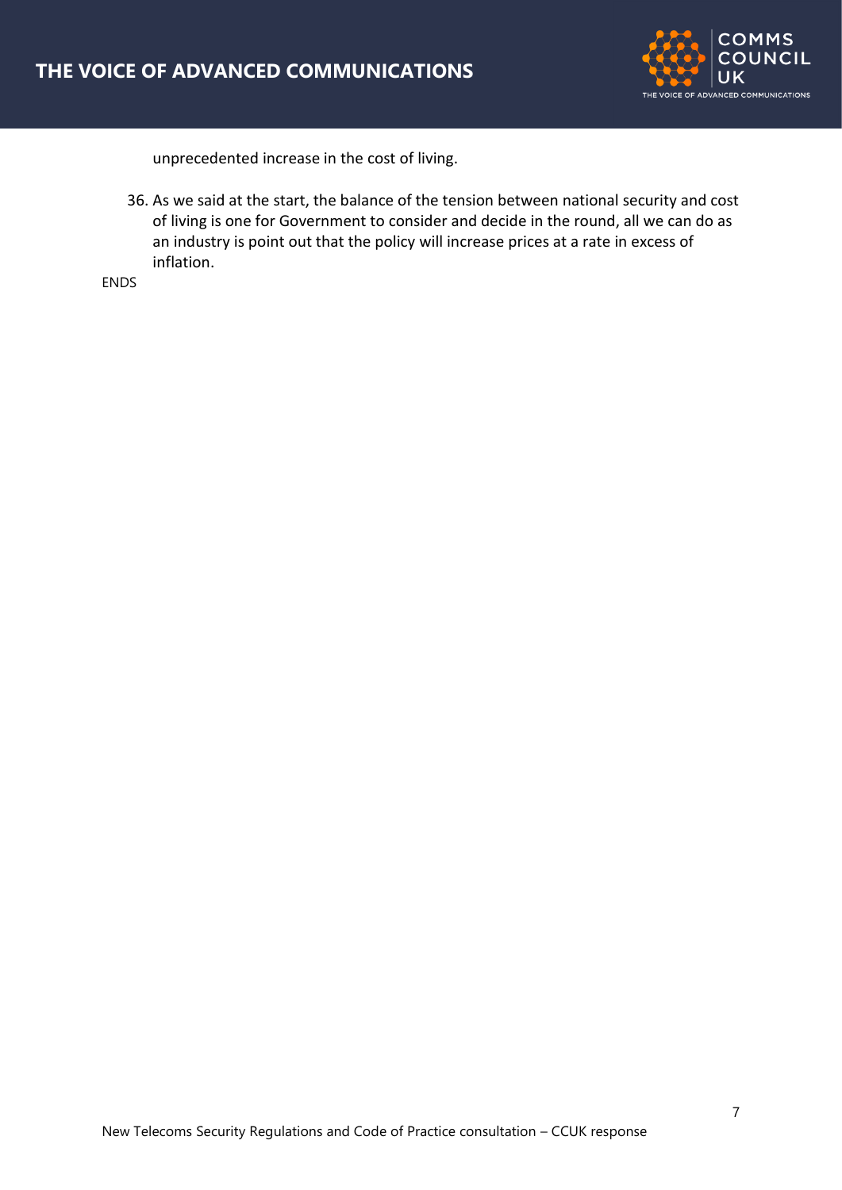unprecedented increase in the cost of living.

36. As we said at the start, the balance of the tension between national security and cost of living is one for Government to consider and decide in the round, all we can do as an industry is point out that the policy will increase prices at a rate in excess of inflation.

ENDS